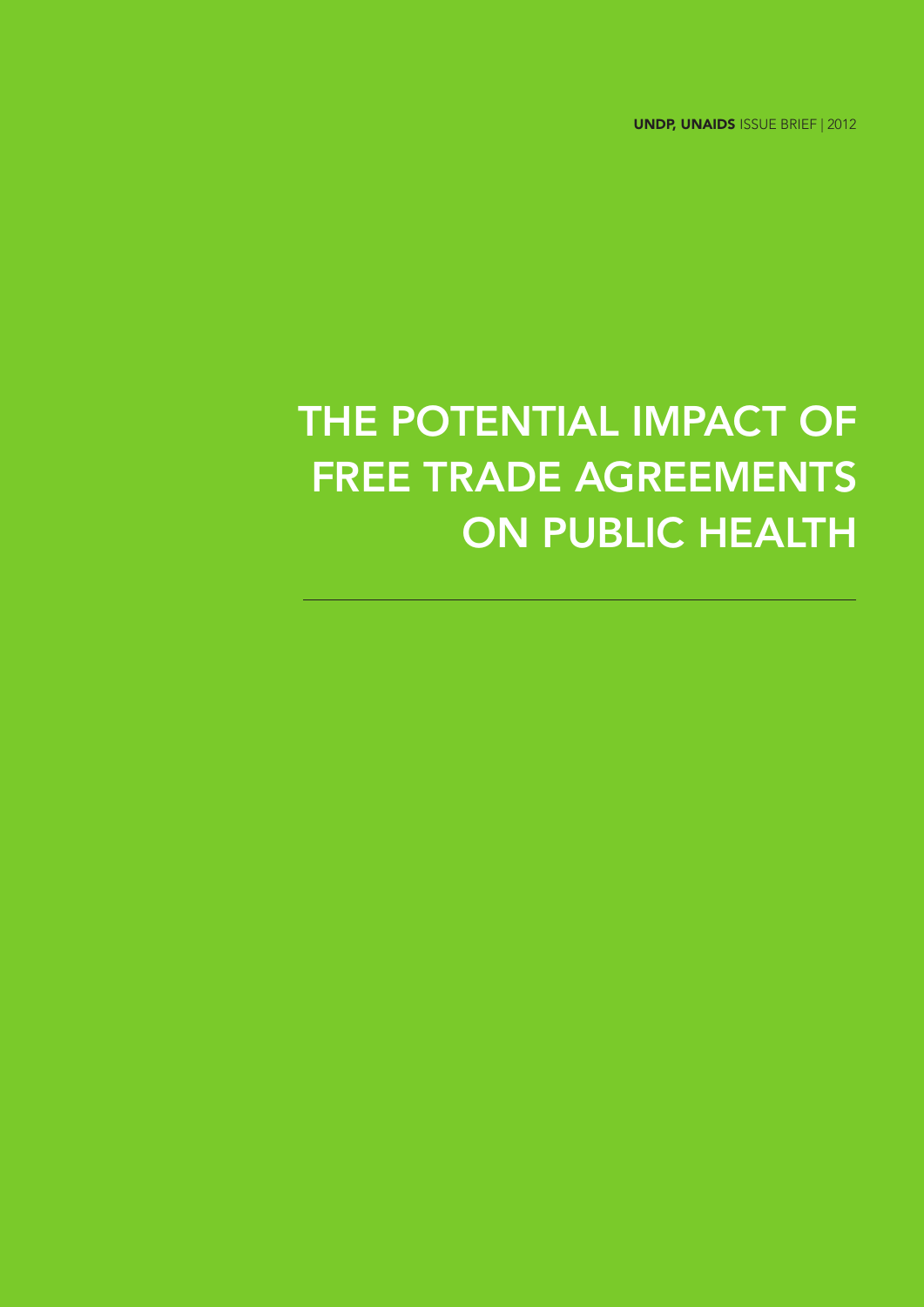**UNDP, UNAIDS** ISSUE BRIEF | 2012

# THE POTENTIAL IMPACT OF FREE TRADE AGREEMENTS ON PUBLIC HEALTH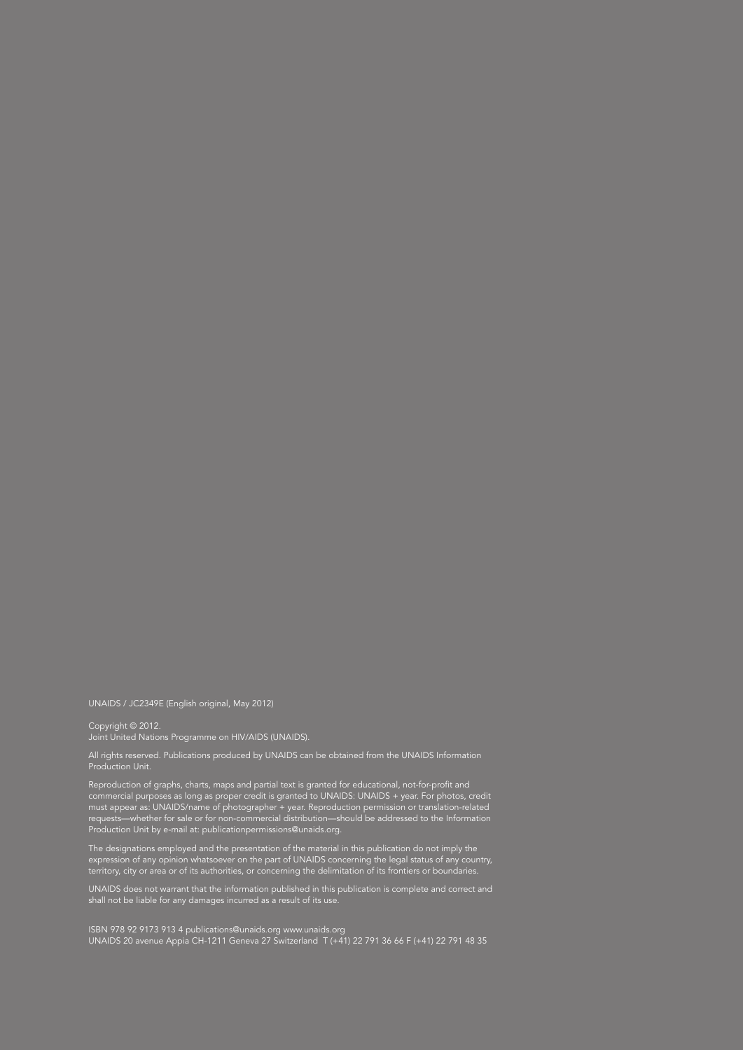UNAIDS / JC2349E (English original, May 2012)

Copyright © 2012.
Joint United Nations Programme on HIV/AIDS (UNAIDS).

All rights reserved. Publications produced by UNAIDS can be obtained from the UNAIDS Information Production Unit.

Reproduction of graphs, charts, maps and partial text is granted for educational, not-for-profit and commercial purposes as long as proper credit is granted to UNAIDS: UNAIDS + year. For photos, credit must appear as: UNAIDS/name of photographer + year. Reproduction permission or translation-related requests—whether for sale or for non-commercial distribution—should be addressed to the Information Production Unit by e-mail at: publicationpermissions@unaids.org.

The designations employed and the presentation of the material in this publication do not imply the expression of any opinion whatsoever on the part of UNAIDS concerning the legal status of any country, territory, city or area or of its authorities, or concerning the delimitation of its frontiers or boundaries.

UNAIDS does not warrant that the information published in this publication is complete and correct and shall not be liable for any damages incurred as a result of its use.

ISBN 978 92 9173 913 4 publications@unaids.org www.unaids.org
UNAIDS 20 avenue Appia CH-1211 Geneva 27 Switzerland T (+41) 22 791 36 66 F (+41) 22 791 48 35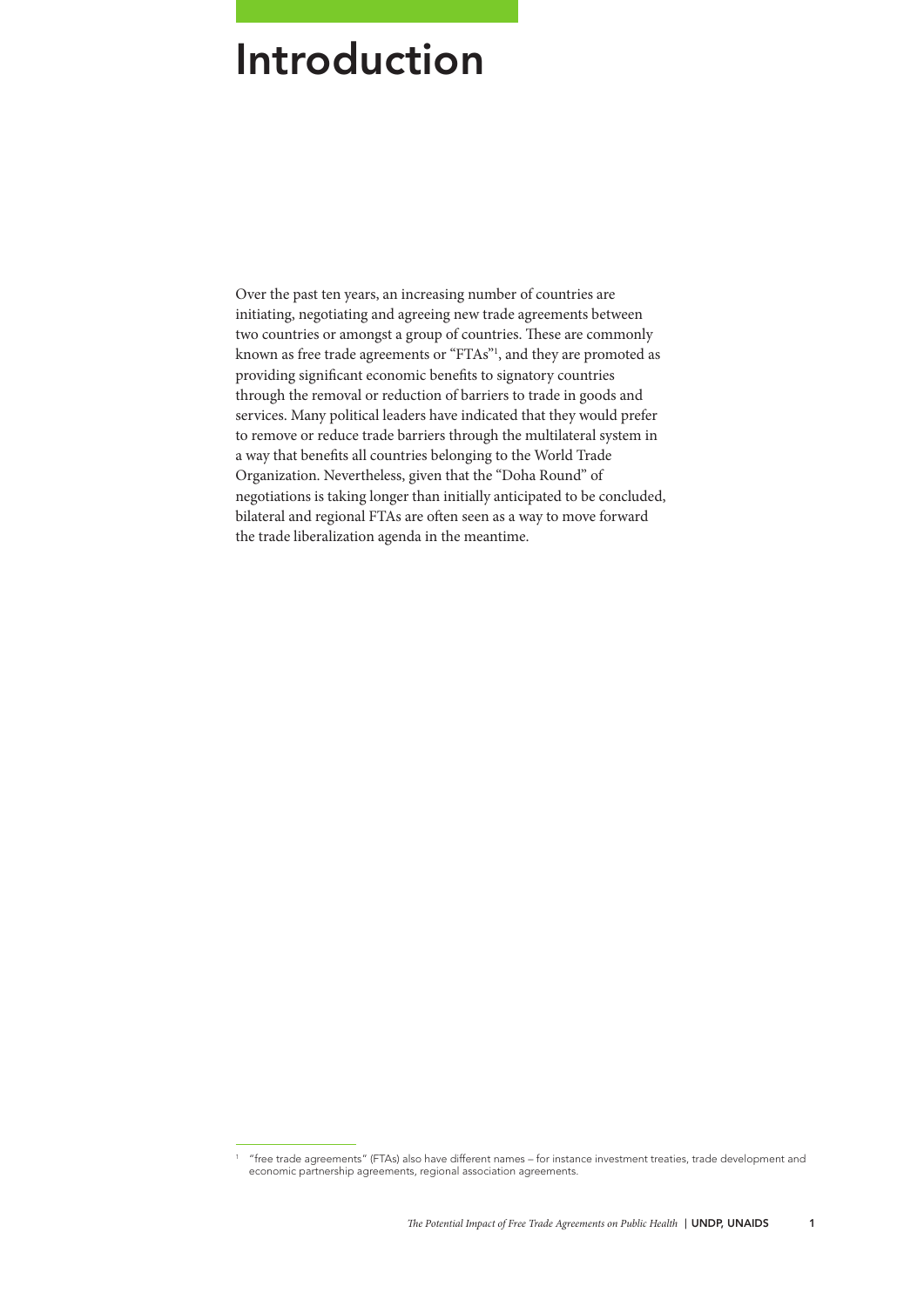# Introduction

Over the past ten years, an increasing number of countries are initiating, negotiating and agreeing new trade agreements between two countries or amongst a group of countries. These are commonly known as free trade agreements or "FTAs"[1], and they are promoted as providing significant economic benefits to signatory countries through the removal or reduction of barriers to trade in goods and services. Many political leaders have indicated that they would prefer to remove or reduce trade barriers through the multilateral system in a way that benefits all countries belonging to the World Trade Organization. Nevertheless, given that the "Doha Round" of negotiations is taking longer than initially anticipated to be concluded, bilateral and regional FTAs are often seen as a way to move forward the trade liberalization agenda in the meantime.

[1] "free trade agreements" (FTAs) also have different names – for instance investment treaties, trade development and economic partnership agreements, regional association agreements.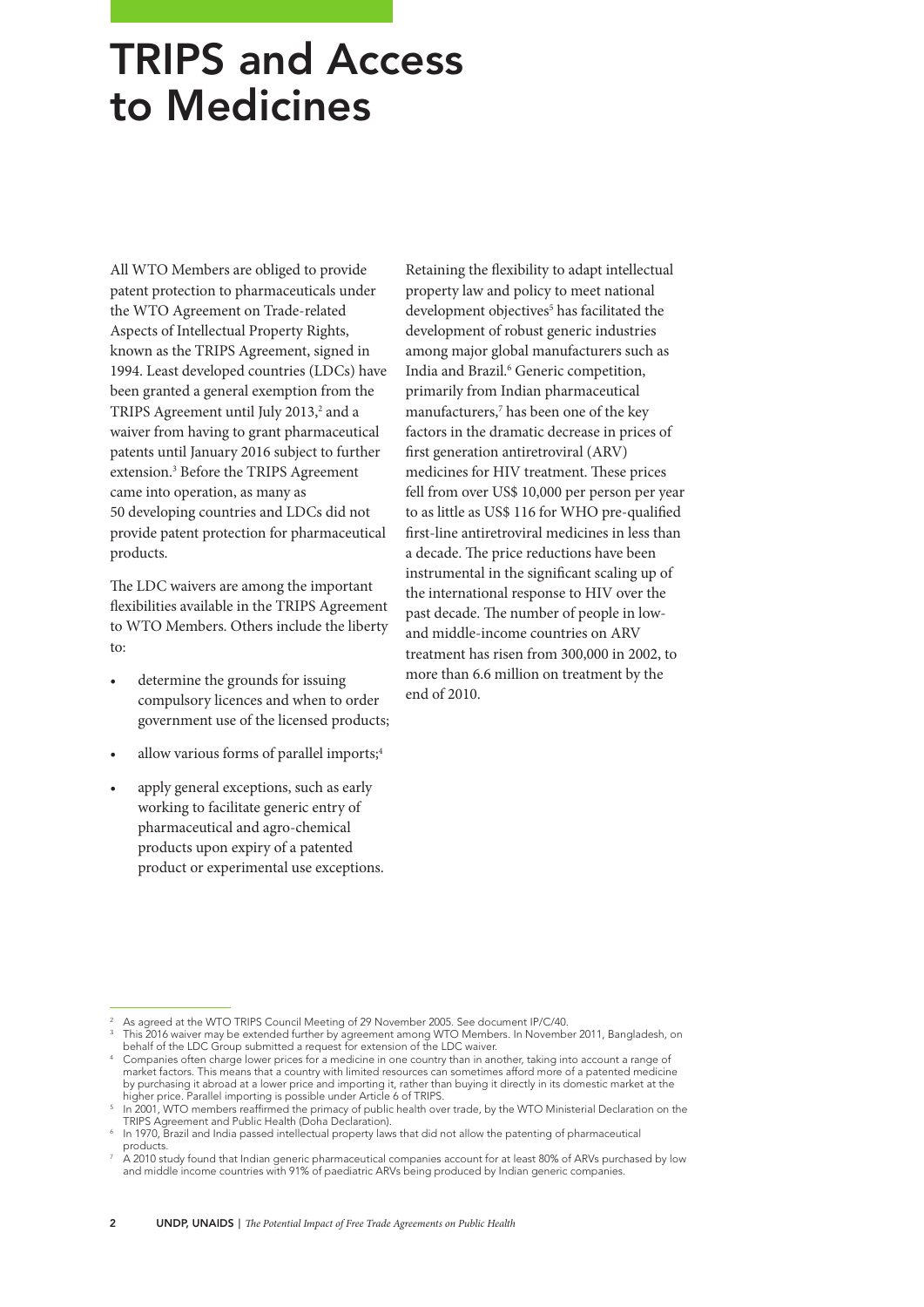# TRIPS and Access to Medicines

All WTO Members are obliged to provide patent protection to pharmaceuticals under the WTO Agreement on Trade-related Aspects of Intellectual Property Rights, known as the TRIPS Agreement, signed in 1994. Least developed countries (LDCs) have been granted a general exemption from the TRIPS Agreement until July 2013,[2] and a waiver from having to grant pharmaceutical patents until January 2016 subject to further extension.[3] Before the TRIPS Agreement came into operation, as many as 50 developing countries and LDCs did not provide patent protection for pharmaceutical products.

The LDC waivers are among the important flexibilities available in the TRIPS Agreement to WTO Members. Others include the liberty to:

- determine the grounds for issuing compulsory licences and when to order government use of the licensed products;
- allow various forms of parallel imports;[4]
- apply general exceptions, such as early working to facilitate generic entry of pharmaceutical and agro-chemical products upon expiry of a patented product or experimental use exceptions.

Retaining the flexibility to adapt intellectual property law and policy to meet national development objectives[5] has facilitated the development of robust generic industries among major global manufacturers such as India and Brazil.[6] Generic competition, primarily from Indian pharmaceutical manufacturers,[7] has been one of the key factors in the dramatic decrease in prices of first generation antiretroviral (ARV) medicines for HIV treatment. These prices fell from over US$ 10,000 per person per year to as little as US$ 116 for WHO pre-qualified first-line antiretroviral medicines in less than a decade. The price reductions have been instrumental in the significant scaling up of the international response to HIV over the past decade. The number of people in low- and middle-income countries on ARV treatment has risen from 300,000 in 2002, to more than 6.6 million on treatment by the end of 2010.

---

[2] As agreed at the WTO TRIPS Council Meeting of 29 November 2005. See document IP/C/40.

[3] This 2016 waiver may be extended further by agreement among WTO Members. In November 2011, Bangladesh, on behalf of the LDC Group submitted a request for extension of the LDC waiver.

[4] Companies often charge lower prices for a medicine in one country than in another, taking into account a range of market factors. This means that a country with limited resources can sometimes afford more of a patented medicine by purchasing it abroad at a lower price and importing it, rather than buying it directly in its domestic market at the higher price. Parallel importing is possible under Article 6 of TRIPS.

[5] In 2001, WTO members reaffirmed the primacy of public health over trade, by the WTO Ministerial Declaration on the TRIPS Agreement and Public Health (Doha Declaration).

[6] In 1970, Brazil and India passed intellectual property laws that did not allow the patenting of pharmaceutical products.

[7] A 2010 study found that Indian generic pharmaceutical companies account for at least 80% of ARVs purchased by low and middle income countries with 91% of paediatric ARVs being produced by Indian generic companies.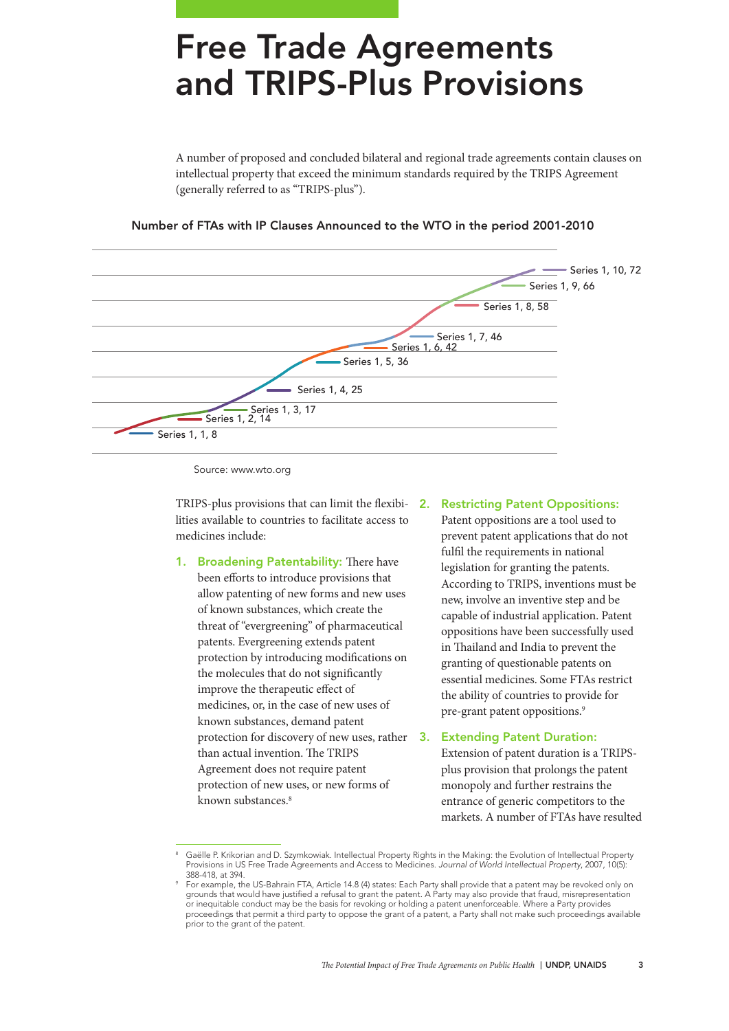# Free Trade Agreements and TRIPS-Plus Provisions

A number of proposed and concluded bilateral and regional trade agreements contain clauses on intellectual property that exceed the minimum standards required by the TRIPS Agreement (generally referred to as "TRIPS-plus").

**Number of FTAs with IP Clauses Announced to the WTO in the period 2001-2010**

Series 1, 10, 72
Series 1, 9, 66
Series 1, 8, 58
Series 1, 7, 46
Series 1, 6, 42
Series 1, 5, 36
Series 1, 4, 25
Series 1, 3, 17
Series 1, 2, 14
Series 1, 1, 8

Source: www.wto.org

TRIPS-plus provisions that can limit the flexibilities available to countries to facilitate access to medicines include:

1. **Broadening Patentability:** There have been efforts to introduce provisions that allow patenting of new forms and new uses of known substances, which create the threat of "evergreening" of pharmaceutical patents. Evergreening extends patent protection by introducing modifications on the molecules that do not significantly improve the therapeutic effect of medicines, or, in the case of new uses of known substances, demand patent protection for discovery of new uses, rather than actual invention. The TRIPS Agreement does not require patent protection of new uses, or new forms of known substances.[8]

2. **Restricting Patent Oppositions:** Patent oppositions are a tool used to prevent patent applications that do not fulfil the requirements in national legislation for granting the patents. According to TRIPS, inventions must be new, involve an inventive step and be capable of industrial application. Patent oppositions have been successfully used in Thailand and India to prevent the granting of questionable patents on essential medicines. Some FTAs restrict the ability of countries to provide for pre-grant patent oppositions.[9]

3. **Extending Patent Duration:** Extension of patent duration is a TRIPS-plus provision that prolongs the patent monopoly and further restrains the entrance of generic competitors to the markets. A number of FTAs have resulted

---

[8] Gaëlle P. Krikorian and D. Szymkowiak. Intellectual Property Rights in the Making: the Evolution of Intellectual Property Provisions in US Free Trade Agreements and Access to Medicines. *Journal of World Intellectual Property*, 2007, 10(5): 388-418, at 394.

[9] For example, the US-Bahrain FTA, Article 14.8 (4) states: Each Party shall provide that a patent may be revoked only on grounds that would have justified a refusal to grant the patent. A Party may also provide that fraud, misrepresentation or inequitable conduct may be the basis for revoking or holding a patent unenforceable. Where a Party provides proceedings that permit a third party to oppose the grant of a patent, a Party shall not make such proceedings available prior to the grant of the patent.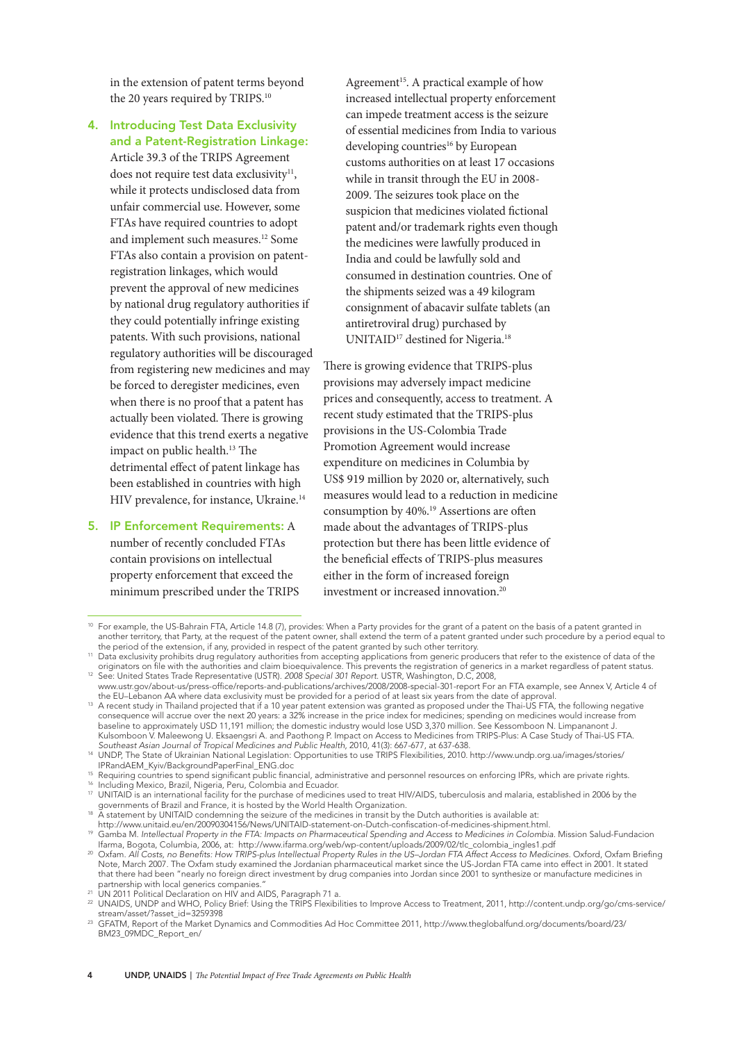in the extension of patent terms beyond the 20 years required by TRIPS.[10]

4. **Introducing Test Data Exclusivity and a Patent-Registration Linkage:** Article 39.3 of the TRIPS Agreement does not require test data exclusivity[11], while it protects undisclosed data from unfair commercial use. However, some FTAs have required countries to adopt and implement such measures.[12] Some FTAs also contain a provision on patent-registration linkages, which would prevent the approval of new medicines by national drug regulatory authorities if they could potentially infringe existing patents. With such provisions, national regulatory authorities will be discouraged from registering new medicines and may be forced to deregister medicines, even when there is no proof that a patent has actually been violated. There is growing evidence that this trend exerts a negative impact on public health.[13] The detrimental effect of patent linkage has been established in countries with high HIV prevalence, for instance, Ukraine.[14]

5. **IP Enforcement Requirements:** A number of recently concluded FTAs contain provisions on intellectual property enforcement that exceed the minimum prescribed under the TRIPS Agreement[15]. A practical example of how increased intellectual property enforcement can impede treatment access is the seizure of essential medicines from India to various developing countries[16] by European customs authorities on at least 17 occasions while in transit through the EU in 2008-2009. The seizures took place on the suspicion that medicines violated fictional patent and/or trademark rights even though the medicines were lawfully produced in India and could be lawfully sold and consumed in destination countries. One of the shipments seized was a 49 kilogram consignment of abacavir sulfate tablets (an antiretroviral drug) purchased by UNITAID[17] destined for Nigeria.[18]

There is growing evidence that TRIPS-plus provisions may adversely impact medicine prices and consequently, access to treatment. A recent study estimated that the TRIPS-plus provisions in the US-Colombia Trade Promotion Agreement would increase expenditure on medicines in Columbia by US$ 919 million by 2020 or, alternatively, such measures would lead to a reduction in medicine consumption by 40%.[19] Assertions are often made about the advantages of TRIPS-plus protection but there has been little evidence of the beneficial effects of TRIPS-plus measures either in the form of increased foreign investment or increased innovation.[20]

---

[10] For example, the US-Bahrain FTA, Article 14.8 (7), provides: When a Party provides for the grant of a patent on the basis of a patent granted in another territory, that Party, at the request of the patent owner, shall extend the term of a patent granted under such procedure by a period equal to the period of the extension, if any, provided in respect of the patent granted by such other territory.

[11] Data exclusivity prohibits drug regulatory authorities from accepting applications from generic producers that refer to the existence of data of the originators on file with the authorities and claim bioequivalence. This prevents the registration of generics in a market regardless of patent status.

[12] See: United States Trade Representative (USTR). *2008 Special 301 Report*. USTR, Washington, D.C, 2008, www.ustr.gov/about-us/press-office/reports-and-publications/archives/2008/2008-special-301-report For an FTA example, see Annex V, Article 4 of the EU–Lebanon AA where data exclusivity must be provided for a period of at least six years from the date of approval.

[13] A recent study in Thailand projected that if a 10 year patent extension was granted as proposed under the Thai-US FTA, the following negative consequence will accrue over the next 20 years: a 32% increase in the price index for medicines; spending on medicines would increase from baseline to approximately USD 11,191 million; the domestic industry would lose USD 3,370 million. See Kessomboon N. Limpananont J. Kulsomboon V. Maleewong U. Eksaengsri A. and Paothong P. Impact on Access to Medicines from TRIPS-Plus: A Case Study of Thai-US FTA. *Southeast Asian Journal of Tropical Medicines and Public Health*, 2010, 41(3): 667-677, at 637-638.

[14] UNDP, The State of Ukrainian National Legislation: Opportunities to use TRIPS Flexibilities, 2010. http://www.undp.org.ua/images/stories/IPRandAEM_Kyiv/BackgroundPaperFinal_ENG.doc

[15] Requiring countries to spend significant public financial, administrative and personnel resources on enforcing IPRs, which are private rights.

[16] Including Mexico, Brazil, Nigeria, Peru, Colombia and Ecuador.

[17] UNITAID is an international facility for the purchase of medicines used to treat HIV/AIDS, tuberculosis and malaria, established in 2006 by the governments of Brazil and France, it is hosted by the World Health Organization.

[18] A statement by UNITAID condemning the seizure of the medicines in transit by the Dutch authorities is available at: http://www.unitaid.eu/en/20090304156/News/UNITAID-statement-on-Dutch-confiscation-of-medicines-shipment.html.

[19] Gamba M. *Intellectual Property in the FTA: Impacts on Pharmaceutical Spending and Access to Medicines in Colombia*. Mission Salud-Fundacion Ifarma, Bogota, Columbia, 2006, at: http://www.ifarma.org/web/wp-content/uploads/2009/02/tlc_colombia_ingles1.pdf

[20] Oxfam. *All Costs, no Benefits: How TRIPS-plus Intellectual Property Rules in the US–Jordan FTA Affect Access to Medicines*. Oxford, Oxfam Briefing Note, March 2007. The Oxfam study examined the Jordanian pharmaceutical market since the US-Jordan FTA came into effect in 2001. It stated that there had been "nearly no foreign direct investment by drug companies into Jordan since 2001 to synthesize or manufacture medicines in partnership with local generics companies."

[21] UN 2011 Political Declaration on HIV and AIDS, Paragraph 71 a.

[22] UNAIDS, UNDP and WHO, Policy Brief: Using the TRIPS Flexibilities to Improve Access to Treatment, 2011, http://content.undp.org/go/cms-service/stream/asset/?asset_id=3259398

[23] GFATM, Report of the Market Dynamics and Commodities Ad Hoc Committee 2011, http://www.theglobalfund.org/documents/board/23/BM23_09MDC_Report_en/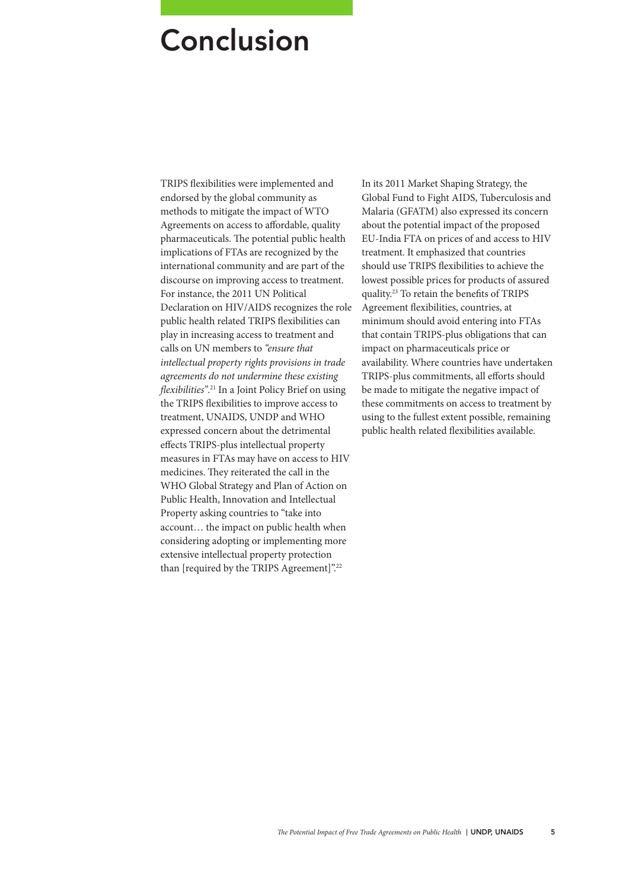# Conclusion

TRIPS flexibilities were implemented and endorsed by the global community as methods to mitigate the impact of WTO Agreements on access to affordable, quality pharmaceuticals. The potential public health implications of FTAs are recognized by the international community and are part of the discourse on improving access to treatment. For instance, the 2011 UN Political Declaration on HIV/AIDS recognizes the role public health related TRIPS flexibilities can play in increasing access to treatment and calls on UN members to *"ensure that intellectual property rights provisions in trade agreements do not undermine these existing flexibilities"*.[21] In a Joint Policy Brief on using the TRIPS flexibilities to improve access to treatment, UNAIDS, UNDP and WHO expressed concern about the detrimental effects TRIPS-plus intellectual property measures in FTAs may have on access to HIV medicines. They reiterated the call in the WHO Global Strategy and Plan of Action on Public Health, Innovation and Intellectual Property asking countries to "take into account… the impact on public health when considering adopting or implementing more extensive intellectual property protection than [required by the TRIPS Agreement]".[22]

In its 2011 Market Shaping Strategy, the Global Fund to Fight AIDS, Tuberculosis and Malaria (GFATM) also expressed its concern about the potential impact of the proposed EU-India FTA on prices of and access to HIV treatment. It emphasized that countries should use TRIPS flexibilities to achieve the lowest possible prices for products of assured quality.[23] To retain the benefits of TRIPS Agreement flexibilities, countries, at minimum should avoid entering into FTAs that contain TRIPS-plus obligations that can impact on pharmaceuticals price or availability. Where countries have undertaken TRIPS-plus commitments, all efforts should be made to mitigate the negative impact of these commitments on access to treatment by using to the fullest extent possible, remaining public health related flexibilities available.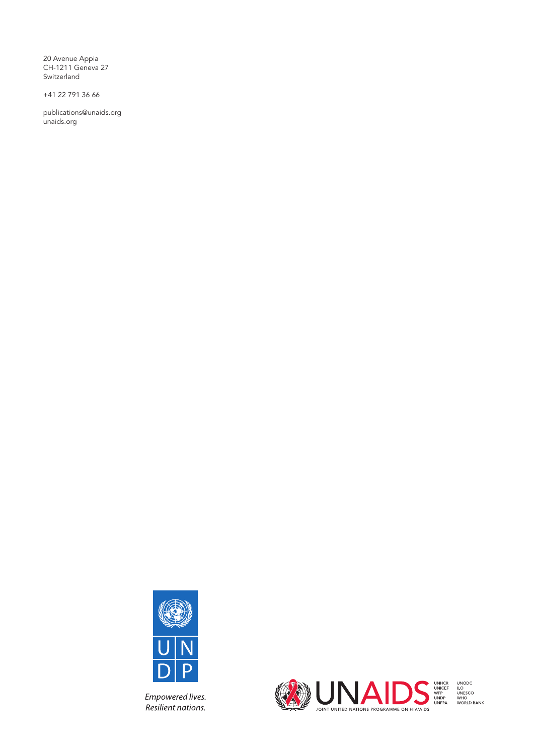20 Avenue Appia
CH-1211 Geneva 27
Switzerland

+41 22 791 36 66

publications@unaids.org
unaids.org

UNDP

*Empowered lives.*
*Resilient nations.*

UNAIDS

JOINT UNITED NATIONS PROGRAMME ON HIV/AIDS

UNHCR
UNICEF
WFP
UNDP
UNFPA

UNODC
ILO
UNESCO
WHO
WORLD BANK